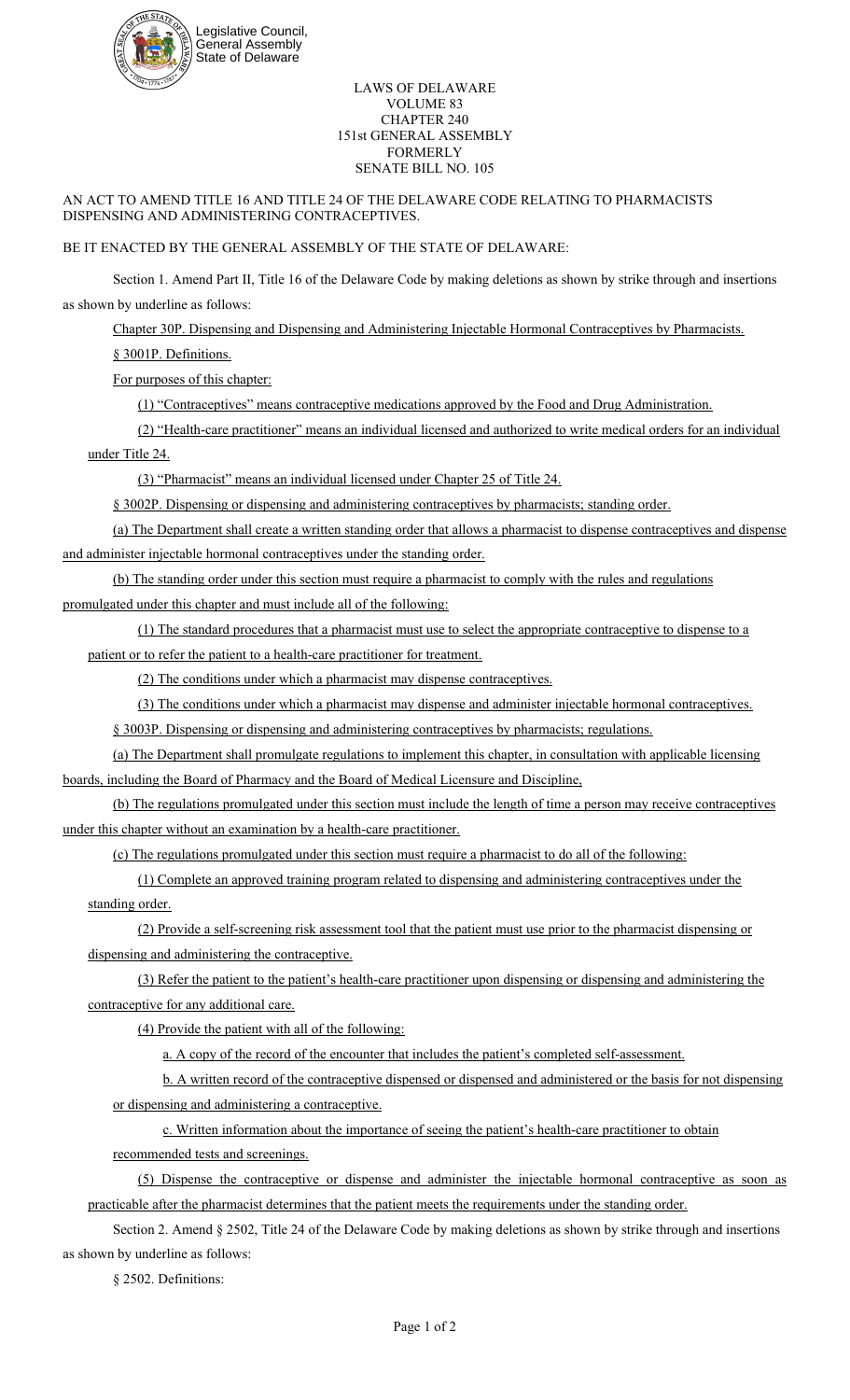Legislative Council,
General Assembly
State of Delaware

LAWS OF DELAWARE
VOLUME 83
CHAPTER 240
151st GENERAL ASSEMBLY
FORMERLY
SENATE BILL NO. 105

AN ACT TO AMEND TITLE 16 AND TITLE 24 OF THE DELAWARE CODE RELATING TO PHARMACISTS DISPENSING AND ADMINISTERING CONTRACEPTIVES.

BE IT ENACTED BY THE GENERAL ASSEMBLY OF THE STATE OF DELAWARE:

Section 1. Amend Part II, Title 16 of the Delaware Code by making deletions as shown by strike through and insertions as shown by underline as follows:

Chapter 30P. Dispensing and Dispensing and Administering Injectable Hormonal Contraceptives by Pharmacists.

§ 3001P. Definitions.

For purposes of this chapter:

(1) "Contraceptives" means contraceptive medications approved by the Food and Drug Administration.

(2) "Health-care practitioner" means an individual licensed and authorized to write medical orders for an individual under Title 24.

(3) "Pharmacist" means an individual licensed under Chapter 25 of Title 24.

§ 3002P. Dispensing or dispensing and administering contraceptives by pharmacists; standing order.

(a) The Department shall create a written standing order that allows a pharmacist to dispense contraceptives and dispense and administer injectable hormonal contraceptives under the standing order.

(b) The standing order under this section must require a pharmacist to comply with the rules and regulations promulgated under this chapter and must include all of the following:

(1) The standard procedures that a pharmacist must use to select the appropriate contraceptive to dispense to a patient or to refer the patient to a health-care practitioner for treatment.

(2) The conditions under which a pharmacist may dispense contraceptives.

(3) The conditions under which a pharmacist may dispense and administer injectable hormonal contraceptives.

§ 3003P. Dispensing or dispensing and administering contraceptives by pharmacists; regulations.

(a) The Department shall promulgate regulations to implement this chapter, in consultation with applicable licensing boards, including the Board of Pharmacy and the Board of Medical Licensure and Discipline,

(b) The regulations promulgated under this section must include the length of time a person may receive contraceptives under this chapter without an examination by a health-care practitioner.

(c) The regulations promulgated under this section must require a pharmacist to do all of the following:

(1) Complete an approved training program related to dispensing and administering contraceptives under the standing order.

(2) Provide a self-screening risk assessment tool that the patient must use prior to the pharmacist dispensing or dispensing and administering the contraceptive.

(3) Refer the patient to the patient's health-care practitioner upon dispensing or dispensing and administering the contraceptive for any additional care.

(4) Provide the patient with all of the following:

a. A copy of the record of the encounter that includes the patient's completed self-assessment.

b. A written record of the contraceptive dispensed or dispensed and administered or the basis for not dispensing or dispensing and administering a contraceptive.

c. Written information about the importance of seeing the patient's health-care practitioner to obtain recommended tests and screenings.

(5) Dispense the contraceptive or dispense and administer the injectable hormonal contraceptive as soon as practicable after the pharmacist determines that the patient meets the requirements under the standing order.

Section 2. Amend § 2502, Title 24 of the Delaware Code by making deletions as shown by strike through and insertions as shown by underline as follows:

§ 2502. Definitions: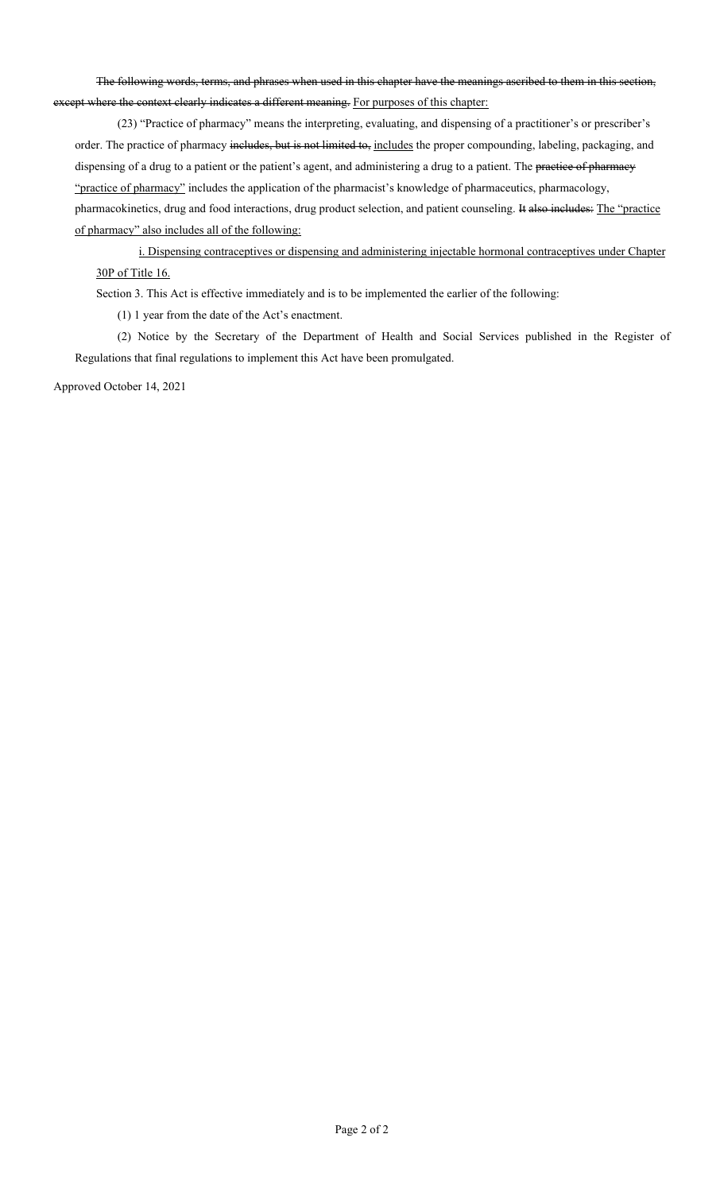~~The following words, terms, and phrases when used in this chapter have the meanings ascribed to them in this section, except where the context clearly indicates a different meaning.~~ <u>For purposes of this chapter:</u>

(23) "Practice of pharmacy" means the interpreting, evaluating, and dispensing of a practitioner's or prescriber's order. The practice of pharmacy ~~includes, but is not limited to,~~ <u>includes</u> the proper compounding, labeling, packaging, and dispensing of a drug to a patient or the patient's agent, and administering a drug to a patient. The ~~practice of pharmacy~~ <u>"practice of pharmacy"</u> includes the application of the pharmacist's knowledge of pharmaceutics, pharmacology, pharmacokinetics, drug and food interactions, drug product selection, and patient counseling. ~~It also includes:~~ <u>The "practice of pharmacy" also includes all of the following:</u>

<u>i. Dispensing contraceptives or dispensing and administering injectable hormonal contraceptives under Chapter 30P of Title 16.</u>

Section 3. This Act is effective immediately and is to be implemented the earlier of the following:

(1) 1 year from the date of the Act's enactment.

(2) Notice by the Secretary of the Department of Health and Social Services published in the Register of Regulations that final regulations to implement this Act have been promulgated.

Approved October 14, 2021